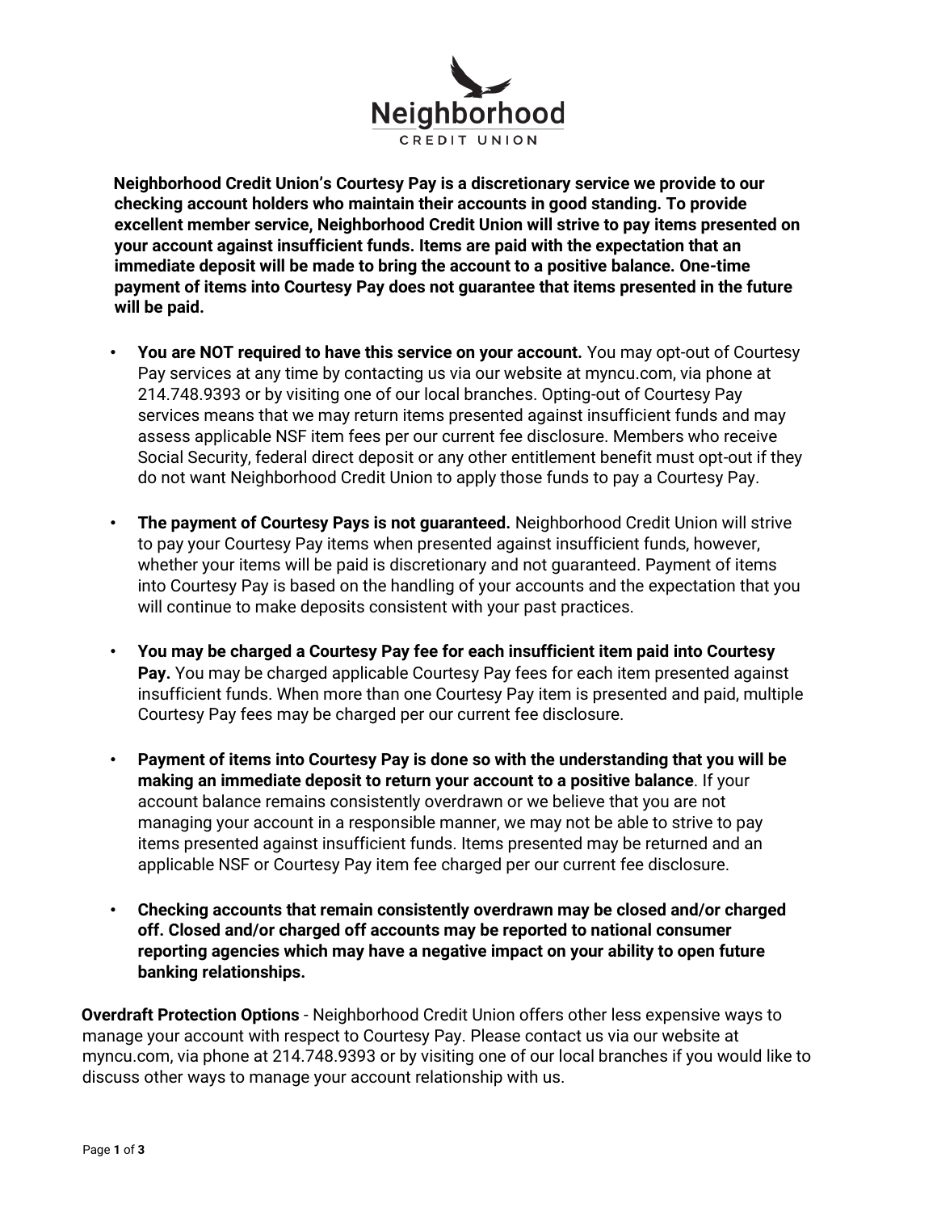# Neighborhood CREDIT UNION

**Neighborhood Credit Union's Courtesy Pay is a discretionary service we provide to our checking account holders who maintain their accounts in good standing. To provide excellent member service, Neighborhood Credit Union will strive to pay items presented on your account against insufficient funds. Items are paid with the expectation that an immediate deposit will be made to bring the account to a positive balance. One-time payment of items into Courtesy Pay does not guarantee that items presented in the future will be paid.**

- **You are NOT required to have this service on your account.** You may opt-out of Courtesy Pay services at any time by contacting us via our website at myncu.com, via phone at 214.748.9393 or by visiting one of our local branches. Opting-out of Courtesy Pay services means that we may return items presented against insufficient funds and may assess applicable NSF item fees per our current fee disclosure. Members who receive Social Security, federal direct deposit or any other entitlement benefit must opt-out if they do not want Neighborhood Credit Union to apply those funds to pay a Courtesy Pay.

- **The payment of Courtesy Pays is not guaranteed.** Neighborhood Credit Union will strive to pay your Courtesy Pay items when presented against insufficient funds, however, whether your items will be paid is discretionary and not guaranteed. Payment of items into Courtesy Pay is based on the handling of your accounts and the expectation that you will continue to make deposits consistent with your past practices.

- **You may be charged a Courtesy Pay fee for each insufficient item paid into Courtesy Pay.** You may be charged applicable Courtesy Pay fees for each item presented against insufficient funds. When more than one Courtesy Pay item is presented and paid, multiple Courtesy Pay fees may be charged per our current fee disclosure.

- **Payment of items into Courtesy Pay is done so with the understanding that you will be making an immediate deposit to return your account to a positive balance**. If your account balance remains consistently overdrawn or we believe that you are not managing your account in a responsible manner, we may not be able to strive to pay items presented against insufficient funds. Items presented may be returned and an applicable NSF or Courtesy Pay item fee charged per our current fee disclosure.

- **Checking accounts that remain consistently overdrawn may be closed and/or charged off. Closed and/or charged off accounts may be reported to national consumer reporting agencies which may have a negative impact on your ability to open future banking relationships.**

**Overdraft Protection Options** - Neighborhood Credit Union offers other less expensive ways to manage your account with respect to Courtesy Pay. Please contact us via our website at myncu.com, via phone at 214.748.9393 or by visiting one of our local branches if you would like to discuss other ways to manage your account relationship with us.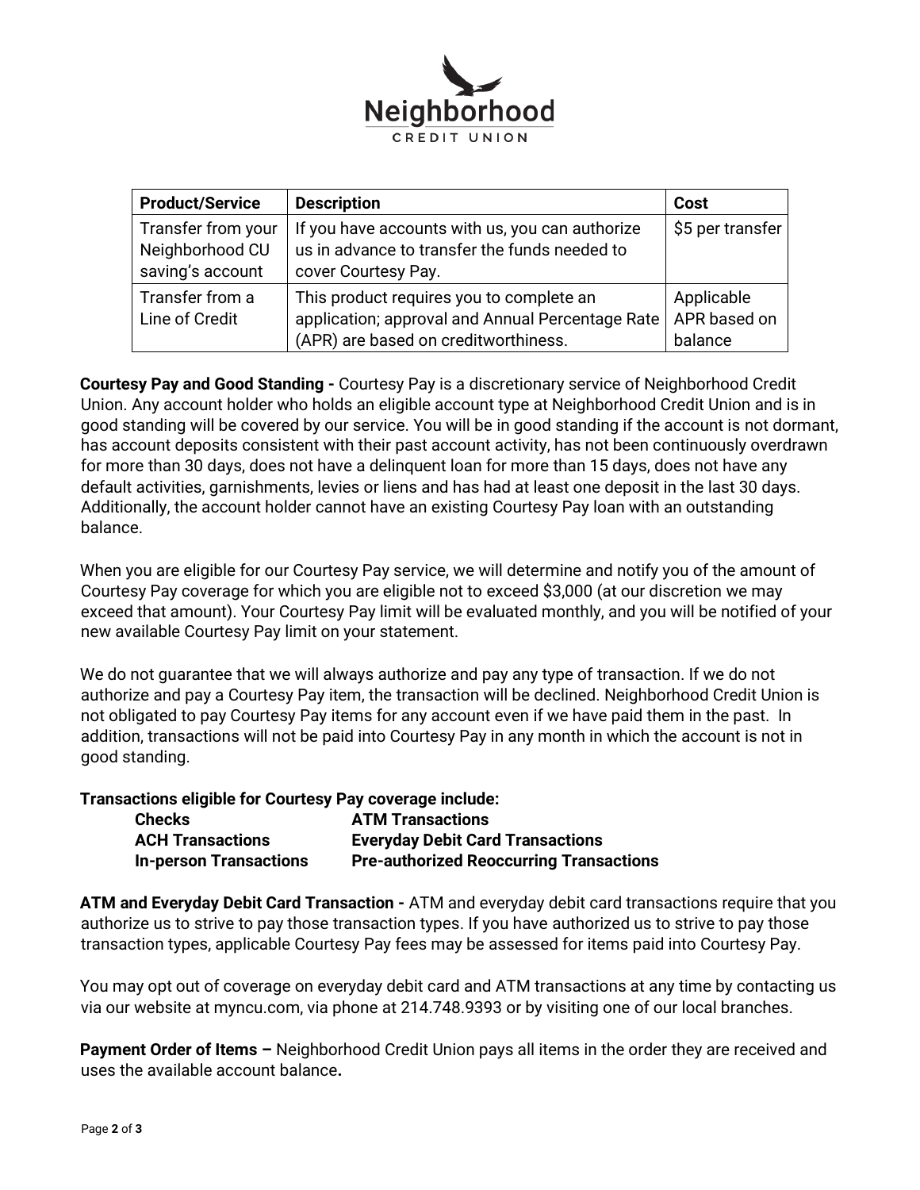| Product/Service | Description | Cost |
|---|---|---|
| Transfer from your Neighborhood CU saving's account | If you have accounts with us, you can authorize us in advance to transfer the funds needed to cover Courtesy Pay. | $5 per transfer |
| Transfer from a Line of Credit | This product requires you to complete an application; approval and Annual Percentage Rate (APR) are based on creditworthiness. | Applicable APR based on balance |

**Courtesy Pay and Good Standing -** Courtesy Pay is a discretionary service of Neighborhood Credit Union. Any account holder who holds an eligible account type at Neighborhood Credit Union and is in good standing will be covered by our service. You will be in good standing if the account is not dormant, has account deposits consistent with their past account activity, has not been continuously overdrawn for more than 30 days, does not have a delinquent loan for more than 15 days, does not have any default activities, garnishments, levies or liens and has had at least one deposit in the last 30 days. Additionally, the account holder cannot have an existing Courtesy Pay loan with an outstanding balance.

When you are eligible for our Courtesy Pay service, we will determine and notify you of the amount of Courtesy Pay coverage for which you are eligible not to exceed $3,000 (at our discretion we may exceed that amount). Your Courtesy Pay limit will be evaluated monthly, and you will be notified of your new available Courtesy Pay limit on your statement.

We do not guarantee that we will always authorize and pay any type of transaction. If we do not authorize and pay a Courtesy Pay item, the transaction will be declined. Neighborhood Credit Union is not obligated to pay Courtesy Pay items for any account even if we have paid them in the past. In addition, transactions will not be paid into Courtesy Pay in any month in which the account is not in good standing.

**Transactions eligible for Courtesy Pay coverage include:**

- **Checks**
- **ATM Transactions**
- **ACH Transactions**
- **Everyday Debit Card Transactions**
- **In-person Transactions**
- **Pre-authorized Reoccurring Transactions**

**ATM and Everyday Debit Card Transaction -** ATM and everyday debit card transactions require that you authorize us to strive to pay those transaction types. If you have authorized us to strive to pay those transaction types, applicable Courtesy Pay fees may be assessed for items paid into Courtesy Pay.

You may opt out of coverage on everyday debit card and ATM transactions at any time by contacting us via our website at myncu.com, via phone at 214.748.9393 or by visiting one of our local branches.

**Payment Order of Items –** Neighborhood Credit Union pays all items in the order they are received and uses the available account balance**.**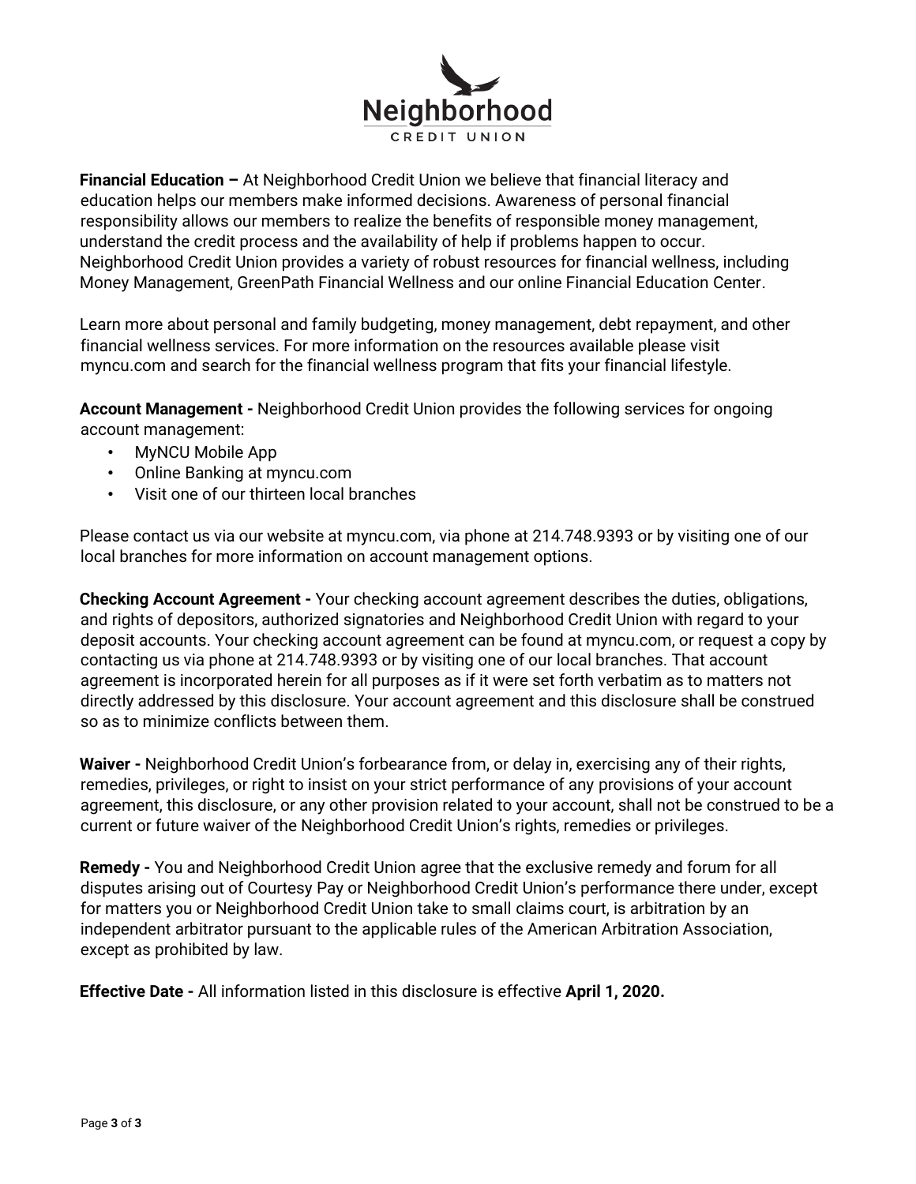**Neighborhood**
CREDIT UNION

**Financial Education –** At Neighborhood Credit Union we believe that financial literacy and education helps our members make informed decisions. Awareness of personal financial responsibility allows our members to realize the benefits of responsible money management, understand the credit process and the availability of help if problems happen to occur. Neighborhood Credit Union provides a variety of robust resources for financial wellness, including Money Management, GreenPath Financial Wellness and our online Financial Education Center.

Learn more about personal and family budgeting, money management, debt repayment, and other financial wellness services. For more information on the resources available please visit myncu.com and search for the financial wellness program that fits your financial lifestyle.

**Account Management -** Neighborhood Credit Union provides the following services for ongoing account management:

- MyNCU Mobile App
- Online Banking at myncu.com
- Visit one of our thirteen local branches

Please contact us via our website at myncu.com, via phone at 214.748.9393 or by visiting one of our local branches for more information on account management options.

**Checking Account Agreement -** Your checking account agreement describes the duties, obligations, and rights of depositors, authorized signatories and Neighborhood Credit Union with regard to your deposit accounts. Your checking account agreement can be found at myncu.com, or request a copy by contacting us via phone at 214.748.9393 or by visiting one of our local branches. That account agreement is incorporated herein for all purposes as if it were set forth verbatim as to matters not directly addressed by this disclosure. Your account agreement and this disclosure shall be construed so as to minimize conflicts between them.

**Waiver -** Neighborhood Credit Union's forbearance from, or delay in, exercising any of their rights, remedies, privileges, or right to insist on your strict performance of any provisions of your account agreement, this disclosure, or any other provision related to your account, shall not be construed to be a current or future waiver of the Neighborhood Credit Union's rights, remedies or privileges.

**Remedy -** You and Neighborhood Credit Union agree that the exclusive remedy and forum for all disputes arising out of Courtesy Pay or Neighborhood Credit Union's performance there under, except for matters you or Neighborhood Credit Union take to small claims court, is arbitration by an independent arbitrator pursuant to the applicable rules of the American Arbitration Association, except as prohibited by law.

**Effective Date -** All information listed in this disclosure is effective **April 1, 2020.**